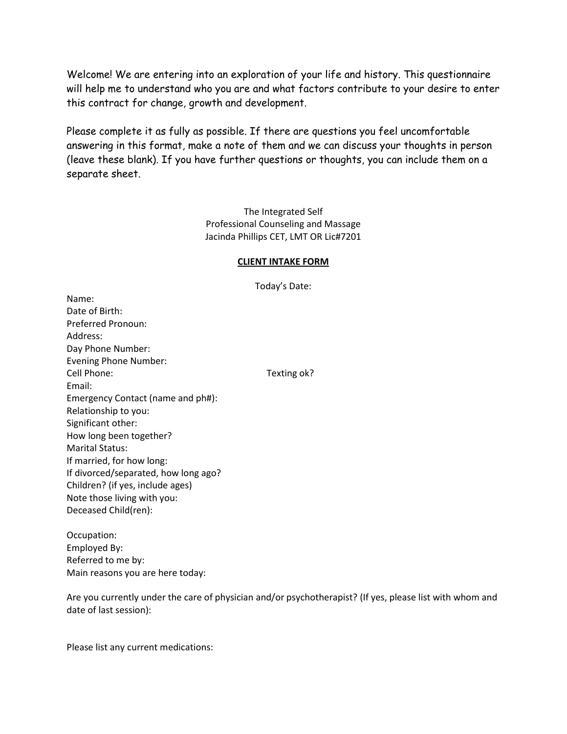Welcome! We are entering into an exploration of your life and history. This questionnaire will help me to understand who you are and what factors contribute to your desire to enter this contract for change, growth and development.

Please complete it as fully as possible. If there are questions you feel uncomfortable answering in this format, make a note of them and we can discuss your thoughts in person (leave these blank). If you have further questions or thoughts, you can include them on a separate sheet.

The Integrated Self
Professional Counseling and Massage
Jacinda Phillips CET, LMT OR Lic#7201

**CLIENT INTAKE FORM**

Today's Date:

Name:
Date of Birth:
Preferred Pronoun:
Address:
Day Phone Number:
Evening Phone Number:
Cell Phone: Texting ok?
Email:
Emergency Contact (name and ph#):
Relationship to you:
Significant other:
How long been together?
Marital Status:
If married, for how long:
If divorced/separated, how long ago?
Children? (if yes, include ages)
Note those living with you:
Deceased Child(ren):

Occupation:
Employed By:
Referred to me by:
Main reasons you are here today:

Are you currently under the care of physician and/or psychotherapist? (If yes, please list with whom and date of last session):

Please list any current medications: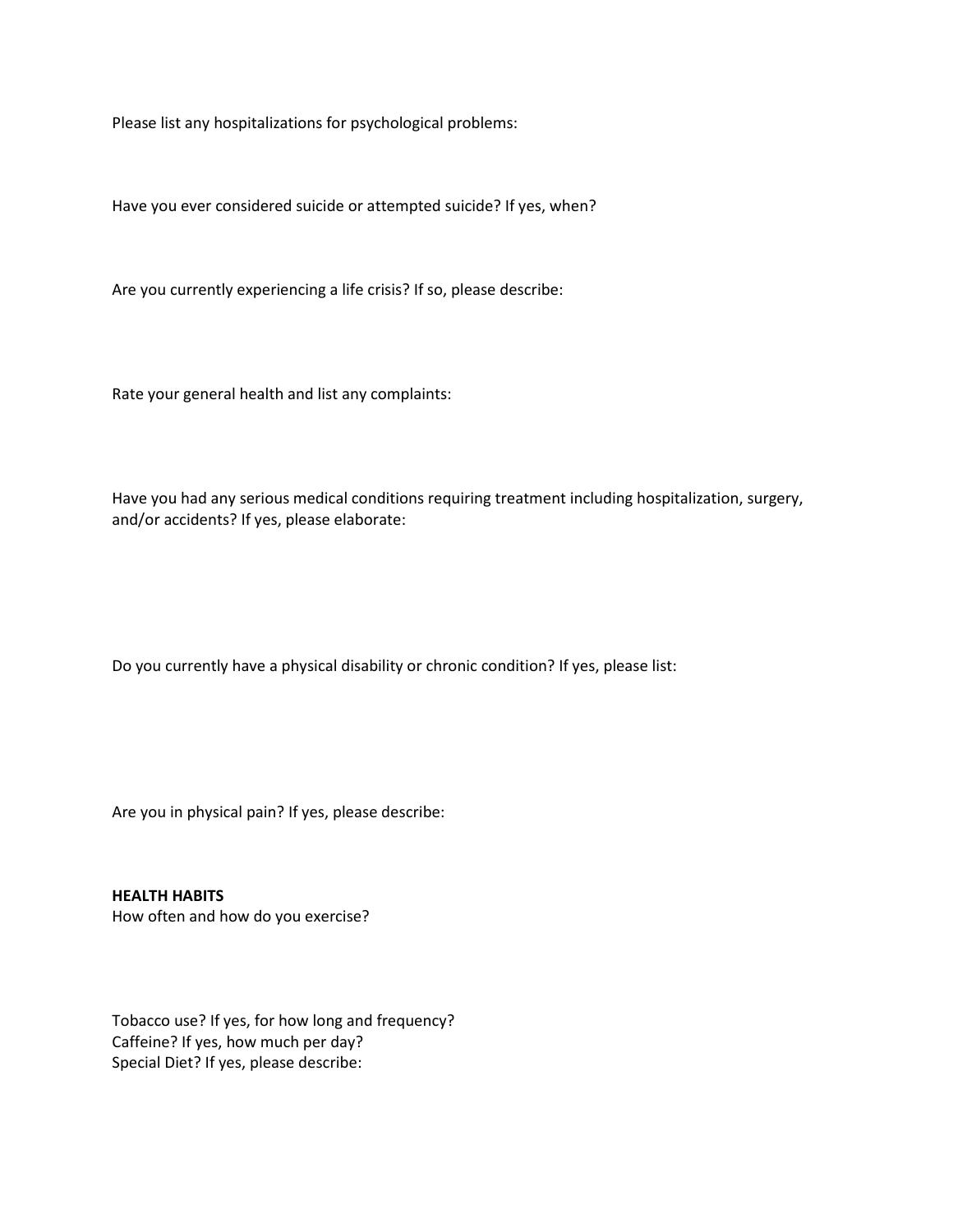Please list any hospitalizations for psychological problems:

Have you ever considered suicide or attempted suicide? If yes, when?

Are you currently experiencing a life crisis? If so, please describe:

Rate your general health and list any complaints:

Have you had any serious medical conditions requiring treatment including hospitalization, surgery, and/or accidents? If yes, please elaborate:

Do you currently have a physical disability or chronic condition? If yes, please list:

Are you in physical pain? If yes, please describe:

**HEALTH HABITS**

How often and how do you exercise?

Tobacco use? If yes, for how long and frequency?
Caffeine? If yes, how much per day?
Special Diet? If yes, please describe: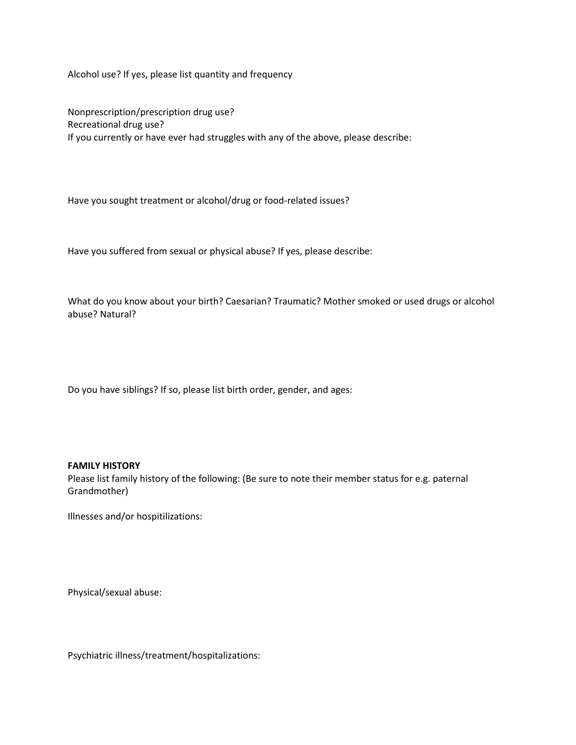Alcohol use? If yes, please list quantity and frequency

Nonprescription/prescription drug use?
Recreational drug use?
If you currently or have ever had struggles with any of the above, please describe:

Have you sought treatment or alcohol/drug or food-related issues?

Have you suffered from sexual or physical abuse? If yes, please describe:

What do you know about your birth? Caesarian? Traumatic? Mother smoked or used drugs or alcohol abuse? Natural?

Do you have siblings? If so, please list birth order, gender, and ages:

**FAMILY HISTORY**
Please list family history of the following: (Be sure to note their member status for e.g. paternal Grandmother)

Illnesses and/or hospitilizations:

Physical/sexual abuse:

Psychiatric illness/treatment/hospitalizations: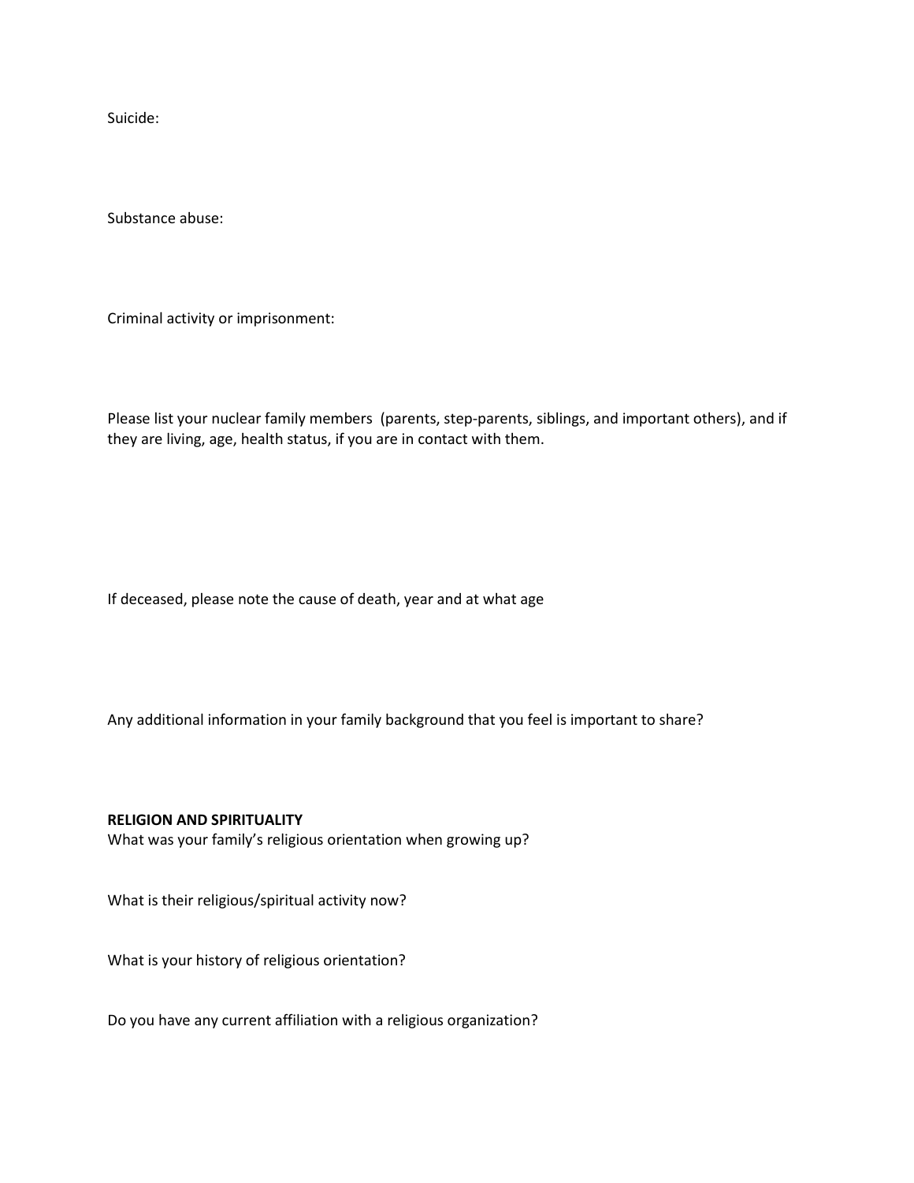Suicide:

Substance abuse:

Criminal activity or imprisonment:

Please list your nuclear family members (parents, step-parents, siblings, and important others), and if they are living, age, health status, if you are in contact with them.

If deceased, please note the cause of death, year and at what age

Any additional information in your family background that you feel is important to share?

**RELIGION AND SPIRITUALITY**

What was your family's religious orientation when growing up?

What is their religious/spiritual activity now?

What is your history of religious orientation?

Do you have any current affiliation with a religious organization?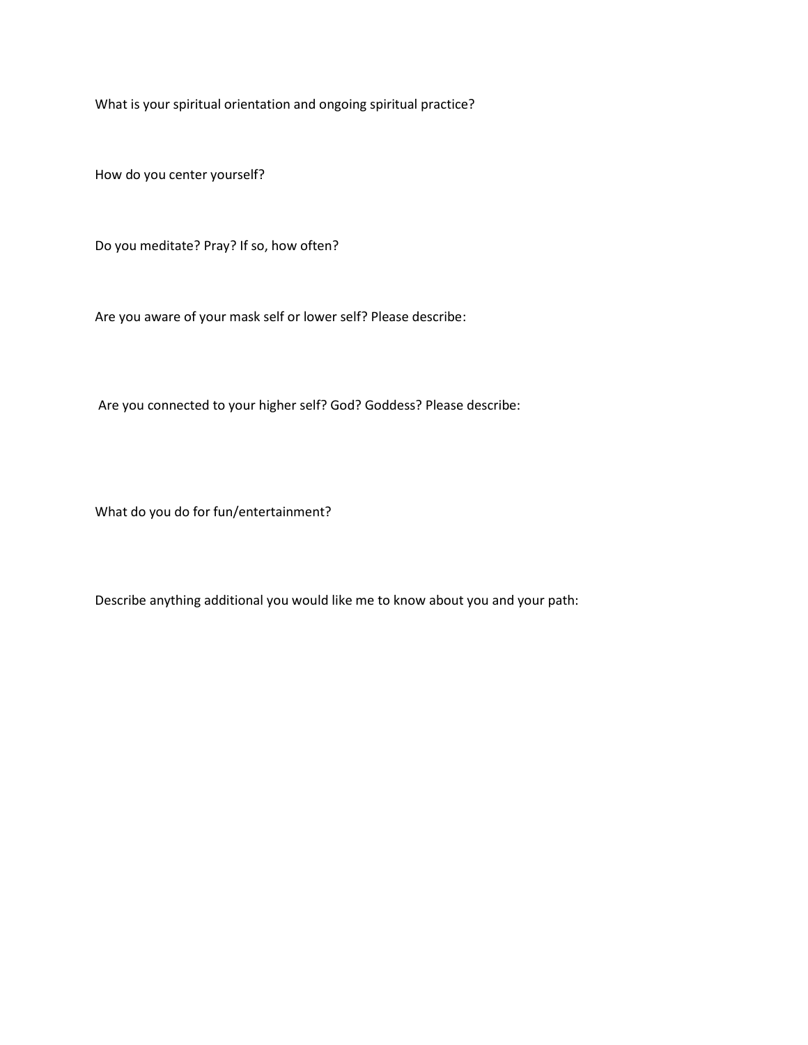What is your spiritual orientation and ongoing spiritual practice?

How do you center yourself?

Do you meditate? Pray? If so, how often?

Are you aware of your mask self or lower self? Please describe:

Are you connected to your higher self? God? Goddess? Please describe:

What do you do for fun/entertainment?

Describe anything additional you would like me to know about you and your path: